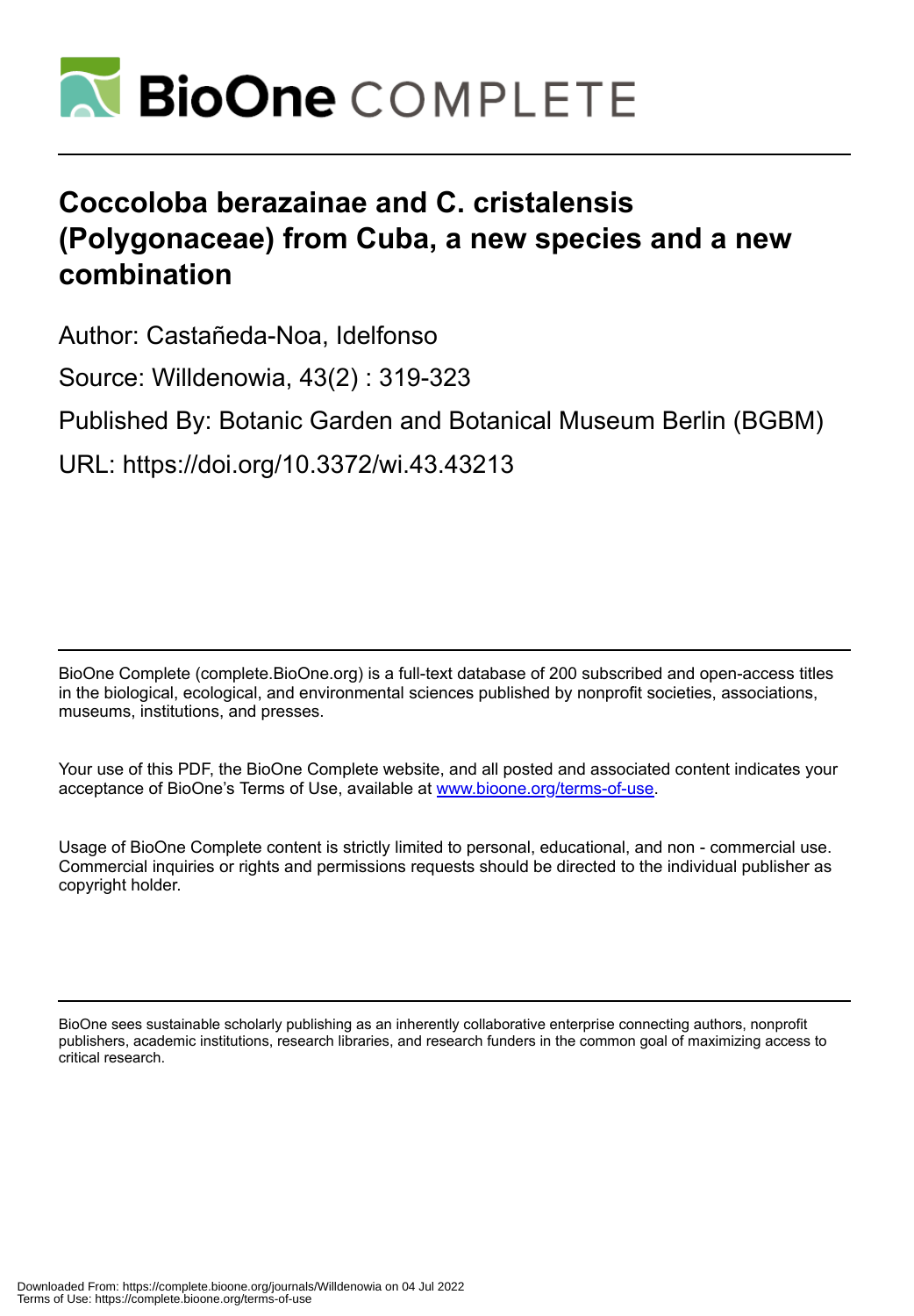# Coccoloba berazainae and C. cristalensis (Polygonaceae) from Cuba, a new species and a new combination

Author: Castañeda-Noa, Idelfonso

Source: Willdenowia, 43(2) : 319-323

Published By: Botanic Garden and Botanical Museum Berlin (BGBM)

URL: https://doi.org/10.3372/wi.43.43213

BioOne Complete (complete.BioOne.org) is a full-text database of 200 subscribed and open-access titles in the biological, ecological, and environmental sciences published by nonprofit societies, associations, museums, institutions, and presses.

Your use of this PDF, the BioOne Complete website, and all posted and associated content indicates your acceptance of BioOne's Terms of Use, available at www.bioone.org/terms-of-use.

Usage of BioOne Complete content is strictly limited to personal, educational, and non - commercial use. Commercial inquiries or rights and permissions requests should be directed to the individual publisher as copyright holder.

BioOne sees sustainable scholarly publishing as an inherently collaborative enterprise connecting authors, nonprofit publishers, academic institutions, research libraries, and research funders in the common goal of maximizing access to critical research.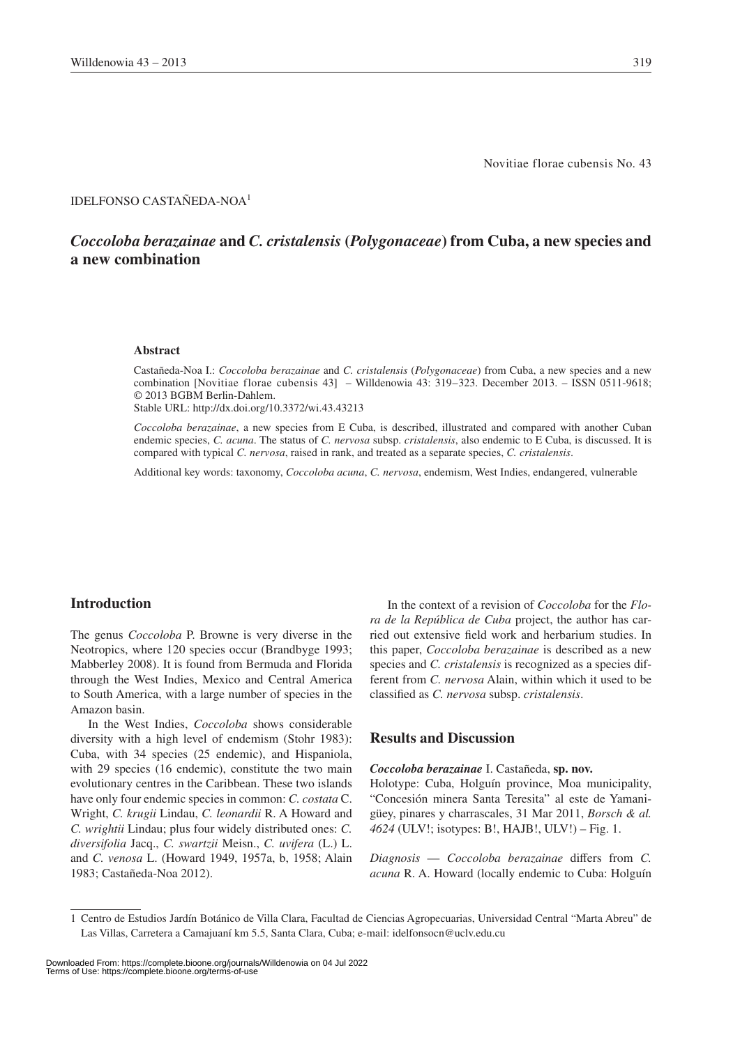Novitiae florae cubensis No. 43

IDELFONSO CASTAÑEDA-NOA[1]

# *Coccoloba berazainae* and *C. cristalensis* (*Polygonaceae*) from Cuba, a new species and a new combination

### Abstract

Castañeda-Noa I.: *Coccoloba berazainae* and *C. cristalensis* (*Polygonaceae*) from Cuba, a new species and a new combination [Novitiae florae cubensis 43] – Willdenowia 43: 319–323. December 2013. – ISSN 0511-9618; © 2013 BGBM Berlin-Dahlem.
Stable URL: http://dx.doi.org/10.3372/wi.43.43213

*Coccoloba berazainae*, a new species from E Cuba, is described, illustrated and compared with another Cuban endemic species, *C. acuna*. The status of *C. nervosa* subsp. *cristalensis*, also endemic to E Cuba, is discussed. It is compared with typical *C. nervosa*, raised in rank, and treated as a separate species, *C. cristalensis*.

Additional key words: taxonomy, *Coccoloba acuna*, *C. nervosa*, endemism, West Indies, endangered, vulnerable

## Introduction

The genus *Coccoloba* P. Browne is very diverse in the Neotropics, where 120 species occur (Brandbyge 1993; Mabberley 2008). It is found from Bermuda and Florida through the West Indies, Mexico and Central America to South America, with a large number of species in the Amazon basin.

In the West Indies, *Coccoloba* shows considerable diversity with a high level of endemism (Stohr 1983): Cuba, with 34 species (25 endemic), and Hispaniola, with 29 species (16 endemic), constitute the two main evolutionary centres in the Caribbean. These two islands have only four endemic species in common: *C. costata* C. Wright, *C. krugii* Lindau, *C. leonardii* R. A Howard and *C. wrightii* Lindau; plus four widely distributed ones: *C. diversifolia* Jacq., *C. swartzii* Meisn., *C. uvifera* (L.) L. and *C. venosa* L. (Howard 1949, 1957a, b, 1958; Alain 1983; Castañeda-Noa 2012).

In the context of a revision of *Coccoloba* for the *Flora de la República de Cuba* project, the author has carried out extensive field work and herbarium studies. In this paper, *Coccoloba berazainae* is described as a new species and *C. cristalensis* is recognized as a species different from *C. nervosa* Alain, within which it used to be classified as *C. nervosa* subsp. *cristalensis*.

## Results and Discussion

***Coccoloba berazainae*** I. Castañeda, **sp. nov.**
Holotype: Cuba, Holguín province, Moa municipality, "Concesión minera Santa Teresita" al este de Yamanigüey, pinares y charrascales, 31 Mar 2011, *Borsch & al. 4624* (ULV!; isotypes: B!, HAJB!, ULV!) – Fig. 1.

*Diagnosis* — *Coccoloba berazainae* differs from *C. acuna* R. A. Howard (locally endemic to Cuba: Holguín

1 Centro de Estudios Jardín Botánico de Villa Clara, Facultad de Ciencias Agropecuarias, Universidad Central "Marta Abreu" de Las Villas, Carretera a Camajuaní km 5.5, Santa Clara, Cuba; e-mail: idelfonsocn@uclv.edu.cu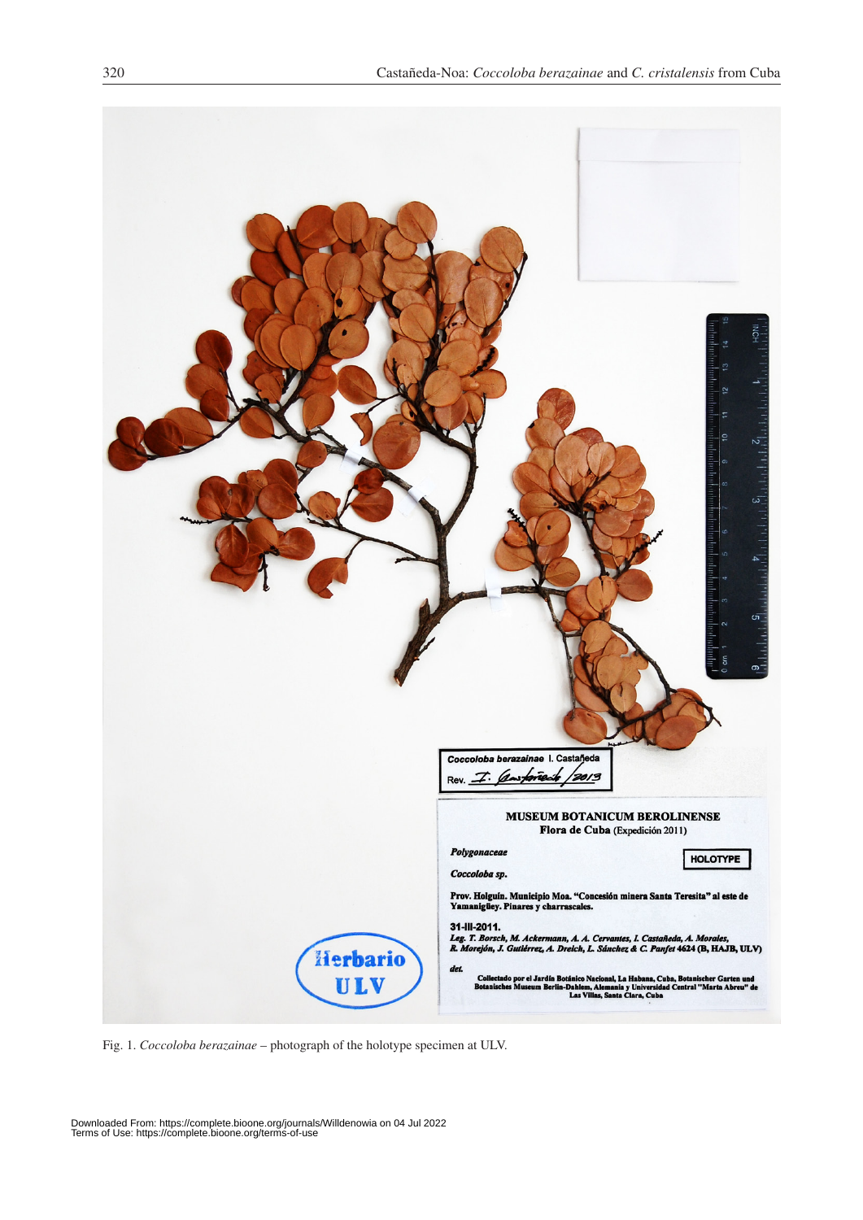Fig. 1. *Coccoloba berazainae* – photograph of the holotype specimen at ULV.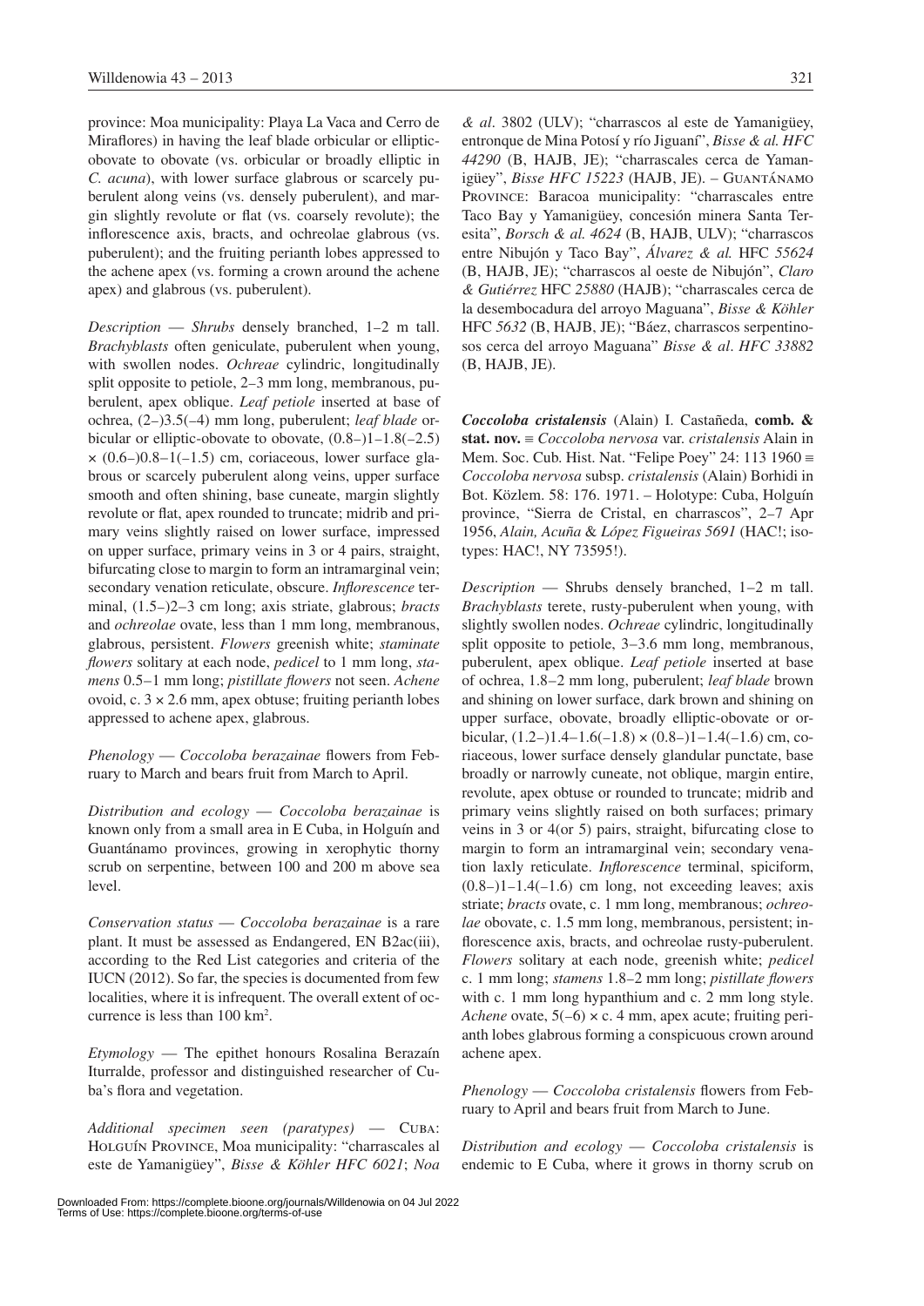province: Moa municipality: Playa La Vaca and Cerro de Miraflores) in having the leaf blade orbicular or elliptic-obovate to obovate (vs. orbicular or broadly elliptic in *C. acuna*), with lower surface glabrous or scarcely puberulent along veins (vs. densely puberulent), and margin slightly revolute or flat (vs. coarsely revolute); the inflorescence axis, bracts, and ochreolae glabrous (vs. puberulent); and the fruiting perianth lobes appressed to the achene apex (vs. forming a crown around the achene apex) and glabrous (vs. puberulent).

*Description* — *Shrubs* densely branched, 1–2 m tall. *Brachyblasts* often geniculate, puberulent when young, with swollen nodes. *Ochreae* cylindric, longitudinally split opposite to petiole, 2–3 mm long, membranous, puberulent, apex oblique. *Leaf petiole* inserted at base of ochrea, (2–)3.5(–4) mm long, puberulent; *leaf blade* orbicular or elliptic-obovate to obovate, (0.8–)1–1.8(–2.5) × (0.6–)0.8–1(–1.5) cm, coriaceous, lower surface glabrous or scarcely puberulent along veins, upper surface smooth and often shining, base cuneate, margin slightly revolute or flat, apex rounded to truncate; midrib and primary veins slightly raised on lower surface, impressed on upper surface, primary veins in 3 or 4 pairs, straight, bifurcating close to margin to form an intramarginal vein; secondary venation reticulate, obscure. *Inflorescence* terminal, (1.5–)2–3 cm long; axis striate, glabrous; *bracts* and *ochreolae* ovate, less than 1 mm long, membranous, glabrous, persistent. *Flowers* greenish white; *staminate flowers* solitary at each node, *pedicel* to 1 mm long, *stamens* 0.5–1 mm long; *pistillate flowers* not seen. *Achene* ovoid, c. 3 × 2.6 mm, apex obtuse; fruiting perianth lobes appressed to achene apex, glabrous.

*Phenology* — *Coccoloba berazainae* flowers from February to March and bears fruit from March to April.

*Distribution and ecology* — *Coccoloba berazainae* is known only from a small area in E Cuba, in Holguín and Guantánamo provinces, growing in xerophytic thorny scrub on serpentine, between 100 and 200 m above sea level.

*Conservation status* — *Coccoloba berazainae* is a rare plant. It must be assessed as Endangered, EN B2ac(iii), according to the Red List categories and criteria of the IUCN (2012). So far, the species is documented from few localities, where it is infrequent. The overall extent of occurrence is less than 100 km².

*Etymology* — The epithet honours Rosalina Berazaín Iturralde, professor and distinguished researcher of Cuba's flora and vegetation.

*Additional specimen seen (paratypes)* — Cuba: Holguín Province, Moa municipality: "charrascales al este de Yamanigüey", *Bisse & Köhler HFC 6021*; *Noa & al.* 3802 (ULV); "charrascos al este de Yamanigüey, entronque de Mina Potosí y río Jiguaní", *Bisse & al. HFC 44290* (B, HAJB, JE); "charrascales cerca de Yamanigüey", *Bisse HFC 15223* (HAJB, JE). – Guantánamo Province: Baracoa municipality: "charrascales entre Taco Bay y Yamanigüey, concesión minera Santa Teresita", *Borsch & al. 4624* (B, HAJB, ULV); "charrascos entre Nibujón y Taco Bay", *Álvarez & al.* HFC *55624* (B, HAJB, JE); "charrascos al oeste de Nibujón", *Claro & Gutiérrez* HFC *25880* (HAJB); "charrascales cerca de la desembocadura del arroyo Maguana", *Bisse & Köhler* HFC *5632* (B, HAJB, JE); "Báez, charrascos serpentinosos cerca del arroyo Maguana" *Bisse & al. HFC 33882* (B, HAJB, JE).

***Coccoloba cristalensis*** (Alain) I. Castañeda, **comb. & stat. nov.** ≡ *Coccoloba nervosa* var. *cristalensis* Alain in Mem. Soc. Cub. Hist. Nat. "Felipe Poey" 24: 113 1960 ≡ *Coccoloba nervosa* subsp. *cristalensis* (Alain) Borhidi in Bot. Közlem. 58: 176. 1971. – Holotype: Cuba, Holguín province, "Sierra de Cristal, en charrascos", 2–7 Apr 1956, *Alain, Acuña* & *López Figueiras 5691* (HAC!; isotypes: HAC!, NY 73595!).

*Description* — Shrubs densely branched, 1–2 m tall. *Brachyblasts* terete, rusty-puberulent when young, with slightly swollen nodes. *Ochreae* cylindric, longitudinally split opposite to petiole, 3–3.6 mm long, membranous, puberulent, apex oblique. *Leaf petiole* inserted at base of ochrea, 1.8–2 mm long, puberulent; *leaf blade* brown and shining on lower surface, dark brown and shining on upper surface, obovate, broadly elliptic-obovate or orbicular, (1.2–)1.4–1.6(–1.8) × (0.8–)1–1.4(–1.6) cm, coriaceous, lower surface densely glandular punctate, base broadly or narrowly cuneate, not oblique, margin entire, revolute, apex obtuse or rounded to truncate; midrib and primary veins slightly raised on both surfaces; primary veins in 3 or 4(or 5) pairs, straight, bifurcating close to margin to form an intramarginal vein; secondary venation laxly reticulate. *Inflorescence* terminal, spiciform, (0.8–)1–1.4(–1.6) cm long, not exceeding leaves; axis striate; *bracts* ovate, c. 1 mm long, membranous; *ochreolae* obovate, c. 1.5 mm long, membranous, persistent; inflorescence axis, bracts, and ochreolae rusty-puberulent. *Flowers* solitary at each node, greenish white; *pedicel* c. 1 mm long; *stamens* 1.8–2 mm long; *pistillate flowers* with c. 1 mm long hypanthium and c. 2 mm long style. *Achene* ovate, 5(–6) × c. 4 mm, apex acute; fruiting perianth lobes glabrous forming a conspicuous crown around achene apex.

*Phenology* — *Coccoloba cristalensis* flowers from February to April and bears fruit from March to June.

*Distribution and ecology* — *Coccoloba cristalensis* is endemic to E Cuba, where it grows in thorny scrub on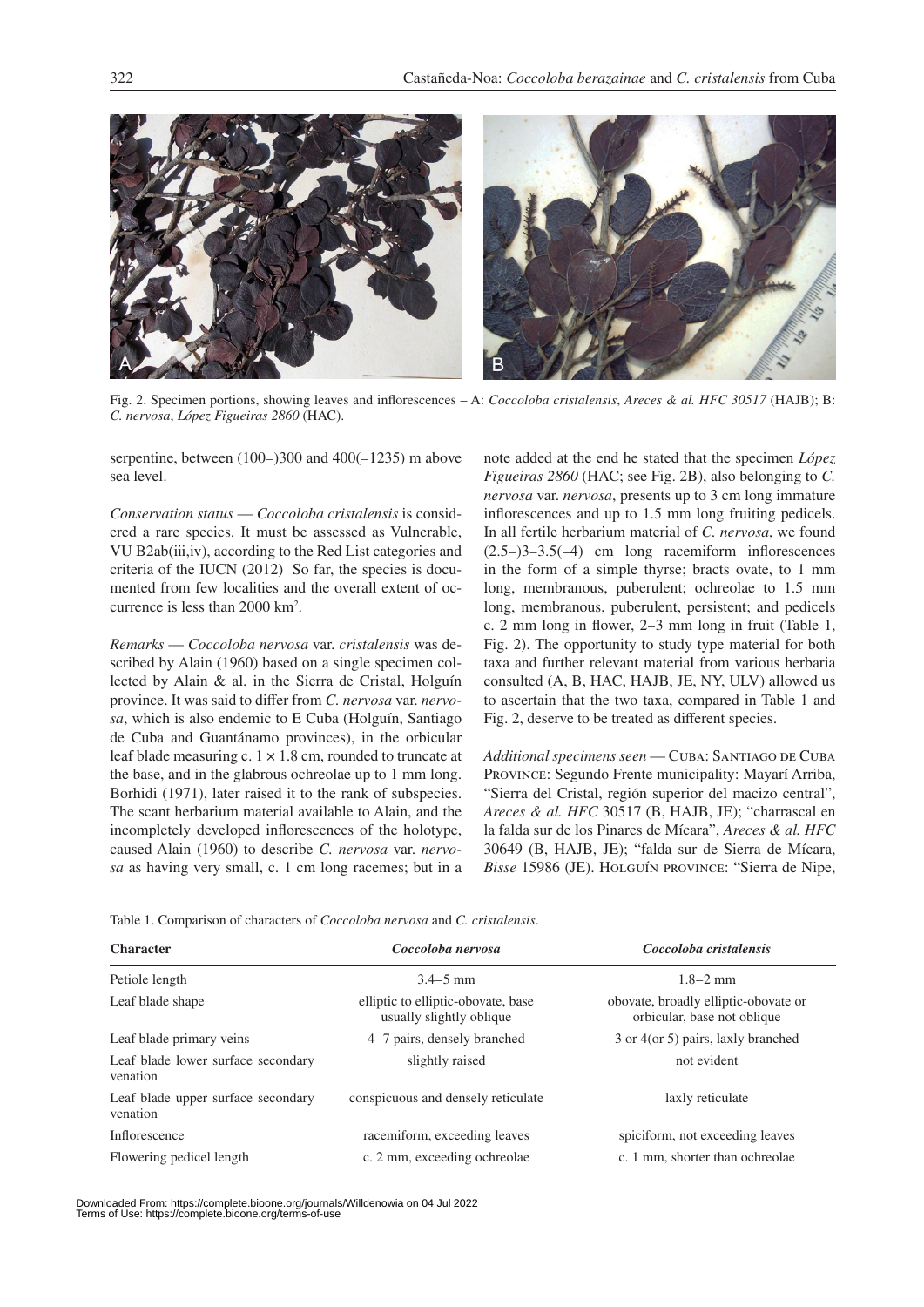Fig. 2. Specimen portions, showing leaves and inflorescences – A: *Coccoloba cristalensis*, *Areces & al. HFC 30517* (HAJB); B: *C. nervosa*, *López Figueiras 2860* (HAC).

serpentine, between (100–)300 and 400(–1235) m above sea level.

*Conservation status* — *Coccoloba cristalensis* is considered a rare species. It must be assessed as Vulnerable, VU B2ab(iii,iv), according to the Red List categories and criteria of the IUCN (2012) So far, the species is documented from few localities and the overall extent of occurrence is less than 2000 km$^2$.

*Remarks* — *Coccoloba nervosa* var. *cristalensis* was described by Alain (1960) based on a single specimen collected by Alain & al. in the Sierra de Cristal, Holguín province. It was said to differ from *C. nervosa* var. *nervosa*, which is also endemic to E Cuba (Holguín, Santiago de Cuba and Guantánamo provinces), in the orbicular leaf blade measuring c. 1 × 1.8 cm, rounded to truncate at the base, and in the glabrous ochreolae up to 1 mm long. Borhidi (1971), later raised it to the rank of subspecies. The scant herbarium material available to Alain, and the incompletely developed inflorescences of the holotype, caused Alain (1960) to describe *C. nervosa* var. *nervosa* as having very small, c. 1 cm long racemes; but in a note added at the end he stated that the specimen *López Figueiras 2860* (HAC; see Fig. 2B), also belonging to *C. nervosa* var. *nervosa*, presents up to 3 cm long immature inflorescences and up to 1.5 mm long fruiting pedicels. In all fertile herbarium material of *C. nervosa*, we found (2.5–)3–3.5(–4) cm long racemiform inflorescences in the form of a simple thyrse; bracts ovate, to 1 mm long, membranous, puberulent; ochreolae to 1.5 mm long, membranous, puberulent, persistent; and pedicels c. 2 mm long in flower, 2–3 mm long in fruit (Table 1, Fig. 2). The opportunity to study type material for both taxa and further relevant material from various herbaria consulted (A, B, HAC, HAJB, JE, NY, ULV) allowed us to ascertain that the two taxa, compared in Table 1 and Fig. 2, deserve to be treated as different species.

*Additional specimens seen* — Cuba: Santiago de Cuba Province: Segundo Frente municipality: Mayarí Arriba, "Sierra del Cristal, región superior del macizo central", *Areces & al. HFC* 30517 (B, HAJB, JE); "charrascal en la falda sur de los Pinares de Mícara", *Areces & al. HFC* 30649 (B, HAJB, JE); "falda sur de Sierra de Mícara, *Bisse* 15986 (JE). Holguín province: "Sierra de Nipe,

Table 1. Comparison of characters of *Coccoloba nervosa* and *C. cristalensis*.

| Character | *Coccoloba nervosa* | *Coccoloba cristalensis* |
|---|---|---|
| Petiole length | 3.4–5 mm | 1.8–2 mm |
| Leaf blade shape | elliptic to elliptic-obovate, base usually slightly oblique | obovate, broadly elliptic-obovate or orbicular, base not oblique |
| Leaf blade primary veins | 4–7 pairs, densely branched | 3 or 4(or 5) pairs, laxly branched |
| Leaf blade lower surface secondary venation | slightly raised | not evident |
| Leaf blade upper surface secondary venation | conspicuous and densely reticulate | laxly reticulate |
| Inflorescence | racemiform, exceeding leaves | spiciform, not exceeding leaves |
| Flowering pedicel length | c. 2 mm, exceeding ochreolae | c. 1 mm, shorter than ochreolae |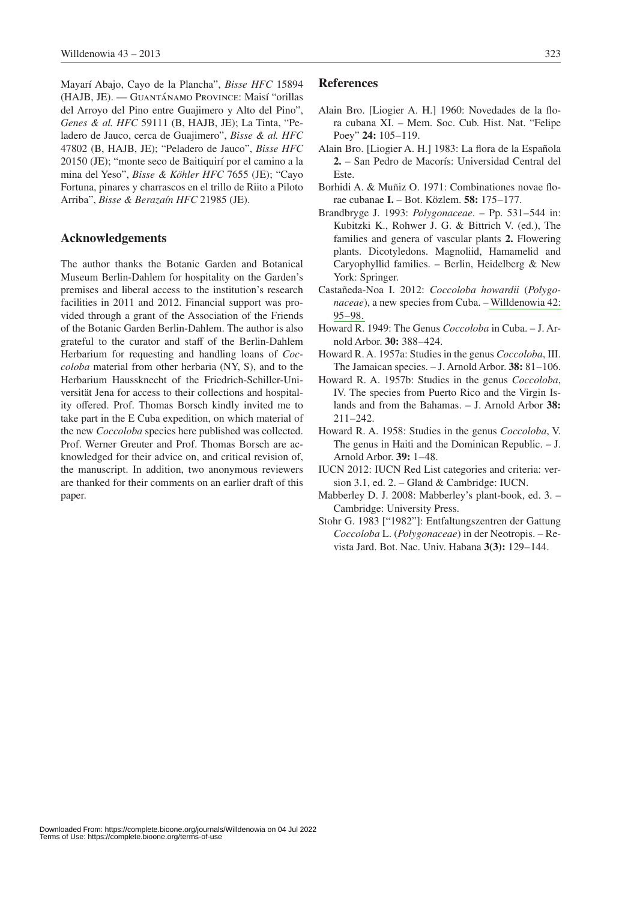Mayarí Abajo, Cayo de la Plancha", *Bisse HFC* 15894 (HAJB, JE). — Guantánamo Province: Maisí "orillas del Arroyo del Pino entre Guajimero y Alto del Pino", *Genes & al. HFC* 59111 (B, HAJB, JE); La Tinta, "Peladero de Jauco, cerca de Guajimero", *Bisse & al. HFC* 47802 (B, HAJB, JE); "Peladero de Jauco", *Bisse HFC* 20150 (JE); "monte seco de Baitiquirí por el camino a la mina del Yeso", *Bisse & Köhler HFC* 7655 (JE); "Cayo Fortuna, pinares y charrascos en el trillo de Riito a Piloto Arriba", *Bisse & Berazaín HFC* 21985 (JE).

## Acknowledgements

The author thanks the Botanic Garden and Botanical Museum Berlin-Dahlem for hospitality on the Garden's premises and liberal access to the institution's research facilities in 2011 and 2012. Financial support was provided through a grant of the Association of the Friends of the Botanic Garden Berlin-Dahlem. The author is also grateful to the curator and staff of the Berlin-Dahlem Herbarium for requesting and handling loans of *Coccoloba* material from other herbaria (NY, S), and to the Herbarium Haussknecht of the Friedrich-Schiller-Universität Jena for access to their collections and hospitality offered. Prof. Thomas Borsch kindly invited me to take part in the E Cuba expedition, on which material of the new *Coccoloba* species here published was collected. Prof. Werner Greuter and Prof. Thomas Borsch are acknowledged for their advice on, and critical revision of, the manuscript. In addition, two anonymous reviewers are thanked for their comments on an earlier draft of this paper.

## References

Alain Bro. [Liogier A. H.] 1960: Novedades de la flora cubana XI. – Mem. Soc. Cub. Hist. Nat. "Felipe Poey" **24:** 105–119.

Alain Bro. [Liogier A. H.] 1983: La flora de la Española **2.** – San Pedro de Macorís: Universidad Central del Este.

Borhidi A. & Muñiz O. 1971: Combinationes novae florae cubanae **I.** – Bot. Közlem. **58:** 175–177.

Brandbryge J. 1993: *Polygonaceae*. – Pp. 531–544 in: Kubitzki K., Rohwer J. G. & Bittrich V. (ed.), The families and genera of vascular plants **2.** Flowering plants. Dicotyledons. Magnoliid, Hamamelid and Caryophyllid families. – Berlin, Heidelberg & New York: Springer.

Castañeda-Noa I. 2012: *Coccoloba howardii* (*Polygonaceae*), a new species from Cuba. – Willdenowia 42: 95–98.

Howard R. 1949: The Genus *Coccoloba* in Cuba. – J. Arnold Arbor. **30:** 388–424.

Howard R. A. 1957a: Studies in the genus *Coccoloba*, III. The Jamaican species. – J. Arnold Arbor. **38:** 81–106.

Howard R. A. 1957b: Studies in the genus *Coccoloba*, IV. The species from Puerto Rico and the Virgin Islands and from the Bahamas. – J. Arnold Arbor **38:** 211–242.

Howard R. A. 1958: Studies in the genus *Coccoloba*, V. The genus in Haiti and the Dominican Republic. – J. Arnold Arbor. **39:** 1–48.

IUCN 2012: IUCN Red List categories and criteria: version 3.1, ed. 2. – Gland & Cambridge: IUCN.

Mabberley D. J. 2008: Mabberley's plant-book, ed. 3. – Cambridge: University Press.

Stohr G. 1983 ["1982"]: Entfaltungszentren der Gattung *Coccoloba* L. (*Polygonaceae*) in der Neotropis. – Revista Jard. Bot. Nac. Univ. Habana **3(3):** 129–144.